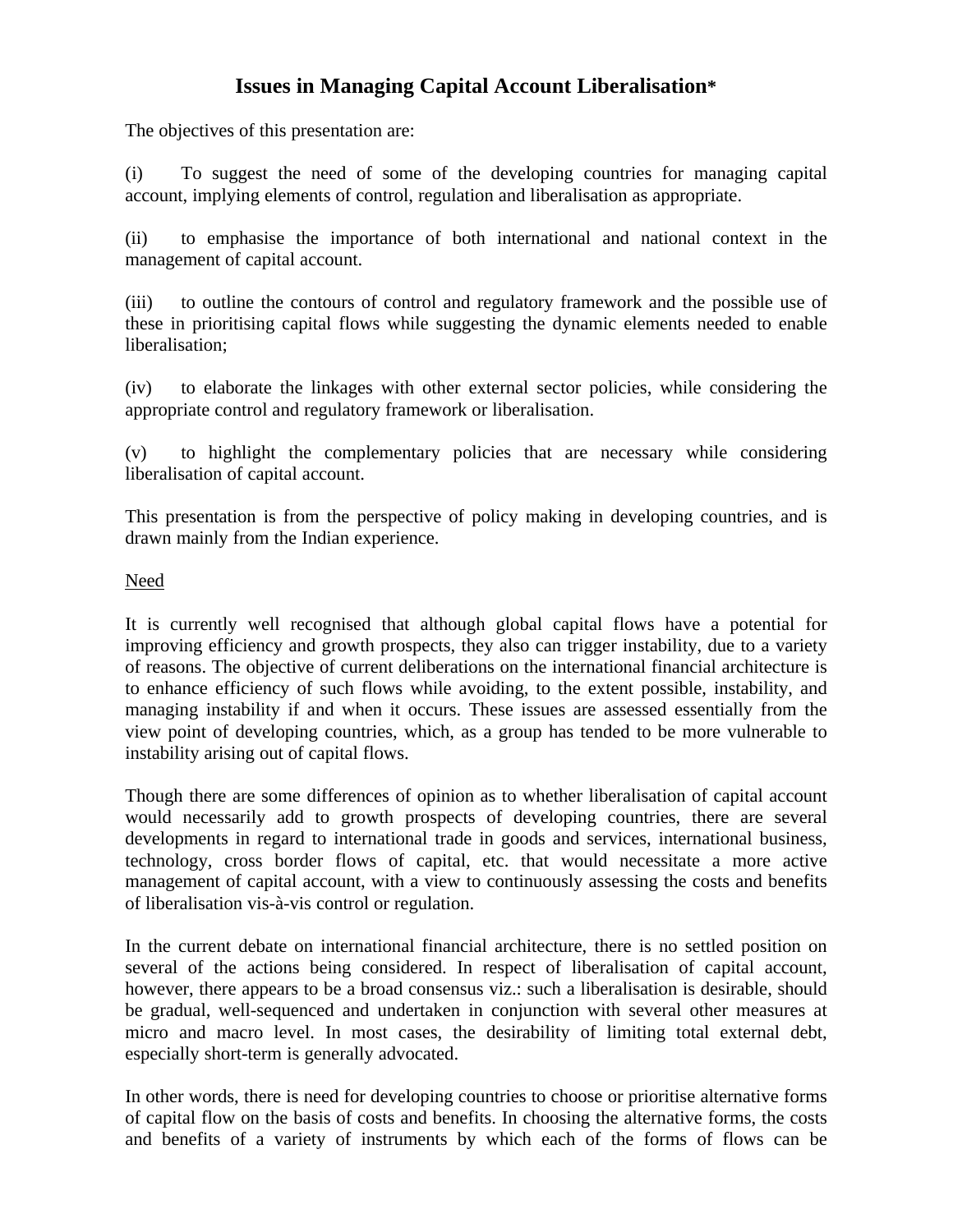# Issues in Managing Capital Account Liberalisation*

The objectives of this presentation are:

(i) To suggest the need of some of the developing countries for managing capital account, implying elements of control, regulation and liberalisation as appropriate.

(ii) to emphasise the importance of both international and national context in the management of capital account.

(iii) to outline the contours of control and regulatory framework and the possible use of these in prioritising capital flows while suggesting the dynamic elements needed to enable liberalisation;

(iv) to elaborate the linkages with other external sector policies, while considering the appropriate control and regulatory framework or liberalisation.

(v) to highlight the complementary policies that are necessary while considering liberalisation of capital account.

This presentation is from the perspective of policy making in developing countries, and is drawn mainly from the Indian experience.

<u>Need</u>

It is currently well recognised that although global capital flows have a potential for improving efficiency and growth prospects, they also can trigger instability, due to a variety of reasons. The objective of current deliberations on the international financial architecture is to enhance efficiency of such flows while avoiding, to the extent possible, instability, and managing instability if and when it occurs. These issues are assessed essentially from the view point of developing countries, which, as a group has tended to be more vulnerable to instability arising out of capital flows.

Though there are some differences of opinion as to whether liberalisation of capital account would necessarily add to growth prospects of developing countries, there are several developments in regard to international trade in goods and services, international business, technology, cross border flows of capital, etc. that would necessitate a more active management of capital account, with a view to continuously assessing the costs and benefits of liberalisation vis-à-vis control or regulation.

In the current debate on international financial architecture, there is no settled position on several of the actions being considered. In respect of liberalisation of capital account, however, there appears to be a broad consensus viz.: such a liberalisation is desirable, should be gradual, well-sequenced and undertaken in conjunction with several other measures at micro and macro level. In most cases, the desirability of limiting total external debt, especially short-term is generally advocated.

In other words, there is need for developing countries to choose or prioritise alternative forms of capital flow on the basis of costs and benefits. In choosing the alternative forms, the costs and benefits of a variety of instruments by which each of the forms of flows can be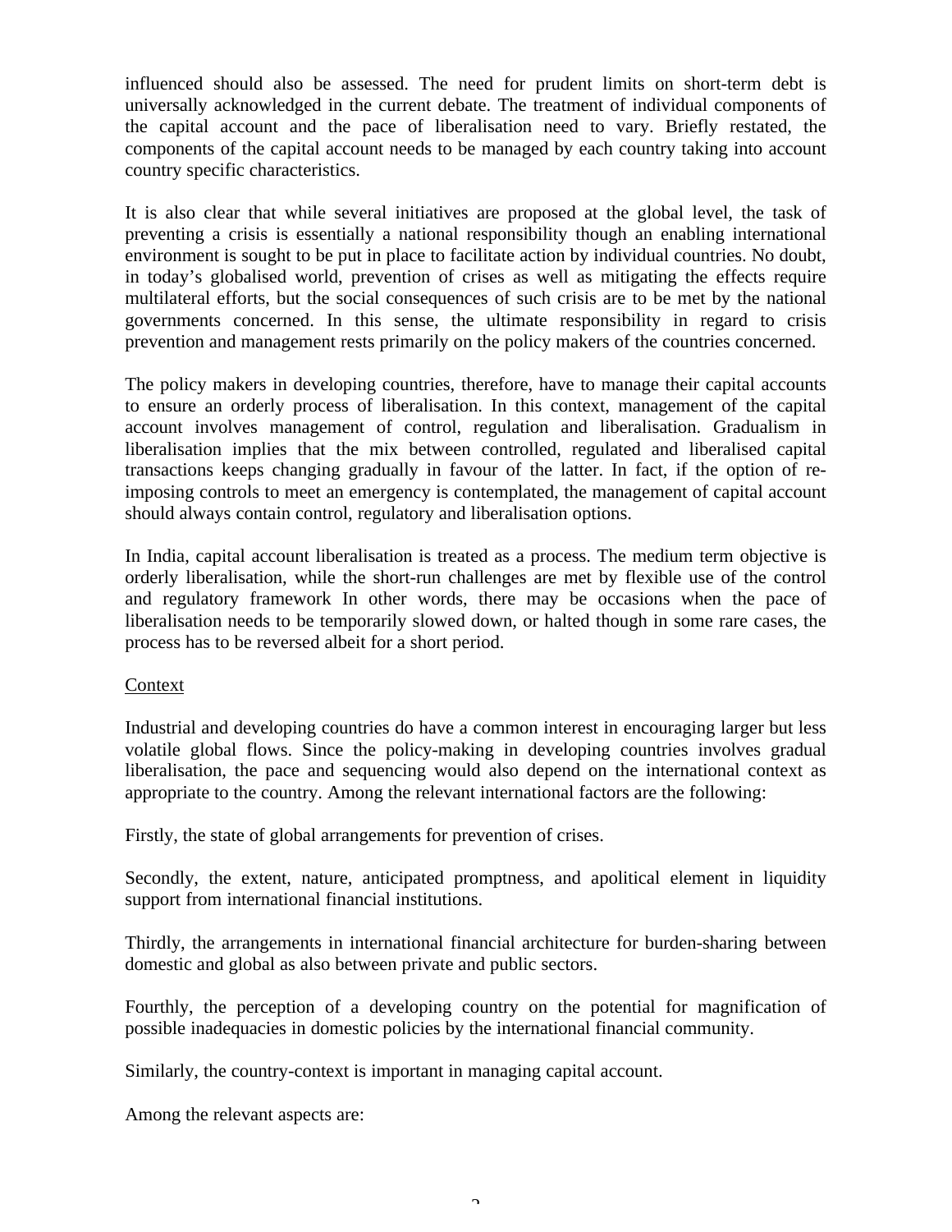influenced should also be assessed. The need for prudent limits on short-term debt is universally acknowledged in the current debate. The treatment of individual components of the capital account and the pace of liberalisation need to vary. Briefly restated, the components of the capital account needs to be managed by each country taking into account country specific characteristics.

It is also clear that while several initiatives are proposed at the global level, the task of preventing a crisis is essentially a national responsibility though an enabling international environment is sought to be put in place to facilitate action by individual countries. No doubt, in today's globalised world, prevention of crises as well as mitigating the effects require multilateral efforts, but the social consequences of such crisis are to be met by the national governments concerned. In this sense, the ultimate responsibility in regard to crisis prevention and management rests primarily on the policy makers of the countries concerned.

The policy makers in developing countries, therefore, have to manage their capital accounts to ensure an orderly process of liberalisation. In this context, management of the capital account involves management of control, regulation and liberalisation. Gradualism in liberalisation implies that the mix between controlled, regulated and liberalised capital transactions keeps changing gradually in favour of the latter. In fact, if the option of re-imposing controls to meet an emergency is contemplated, the management of capital account should always contain control, regulatory and liberalisation options.

In India, capital account liberalisation is treated as a process. The medium term objective is orderly liberalisation, while the short-run challenges are met by flexible use of the control and regulatory framework In other words, there may be occasions when the pace of liberalisation needs to be temporarily slowed down, or halted though in some rare cases, the process has to be reversed albeit for a short period.

## Context

Industrial and developing countries do have a common interest in encouraging larger but less volatile global flows. Since the policy-making in developing countries involves gradual liberalisation, the pace and sequencing would also depend on the international context as appropriate to the country. Among the relevant international factors are the following:

Firstly, the state of global arrangements for prevention of crises.

Secondly, the extent, nature, anticipated promptness, and apolitical element in liquidity support from international financial institutions.

Thirdly, the arrangements in international financial architecture for burden-sharing between domestic and global as also between private and public sectors.

Fourthly, the perception of a developing country on the potential for magnification of possible inadequacies in domestic policies by the international financial community.

Similarly, the country-context is important in managing capital account.

Among the relevant aspects are: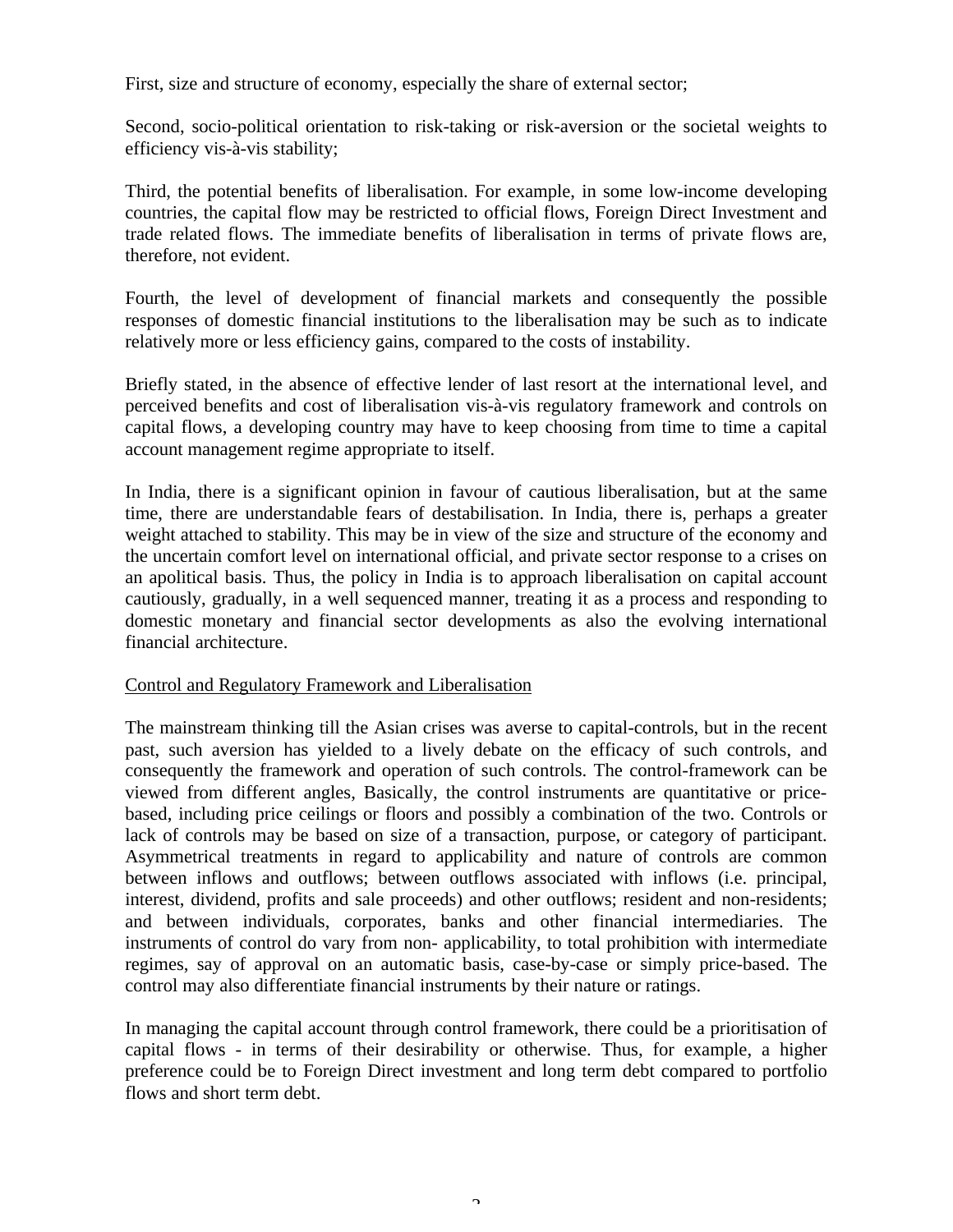First, size and structure of economy, especially the share of external sector;

Second, socio-political orientation to risk-taking or risk-aversion or the societal weights to efficiency vis-à-vis stability;

Third, the potential benefits of liberalisation. For example, in some low-income developing countries, the capital flow may be restricted to official flows, Foreign Direct Investment and trade related flows. The immediate benefits of liberalisation in terms of private flows are, therefore, not evident.

Fourth, the level of development of financial markets and consequently the possible responses of domestic financial institutions to the liberalisation may be such as to indicate relatively more or less efficiency gains, compared to the costs of instability.

Briefly stated, in the absence of effective lender of last resort at the international level, and perceived benefits and cost of liberalisation vis-à-vis regulatory framework and controls on capital flows, a developing country may have to keep choosing from time to time a capital account management regime appropriate to itself.

In India, there is a significant opinion in favour of cautious liberalisation, but at the same time, there are understandable fears of destabilisation. In India, there is, perhaps a greater weight attached to stability. This may be in view of the size and structure of the economy and the uncertain comfort level on international official, and private sector response to a crises on an apolitical basis. Thus, the policy in India is to approach liberalisation on capital account cautiously, gradually, in a well sequenced manner, treating it as a process and responding to domestic monetary and financial sector developments as also the evolving international financial architecture.

<u>Control and Regulatory Framework and Liberalisation</u>

The mainstream thinking till the Asian crises was averse to capital-controls, but in the recent past, such aversion has yielded to a lively debate on the efficacy of such controls, and consequently the framework and operation of such controls. The control-framework can be viewed from different angles, Basically, the control instruments are quantitative or price-based, including price ceilings or floors and possibly a combination of the two. Controls or lack of controls may be based on size of a transaction, purpose, or category of participant. Asymmetrical treatments in regard to applicability and nature of controls are common between inflows and outflows; between outflows associated with inflows (i.e. principal, interest, dividend, profits and sale proceeds) and other outflows; resident and non-residents; and between individuals, corporates, banks and other financial intermediaries. The instruments of control do vary from non- applicability, to total prohibition with intermediate regimes, say of approval on an automatic basis, case-by-case or simply price-based. The control may also differentiate financial instruments by their nature or ratings.

In managing the capital account through control framework, there could be a prioritisation of capital flows - in terms of their desirability or otherwise. Thus, for example, a higher preference could be to Foreign Direct investment and long term debt compared to portfolio flows and short term debt.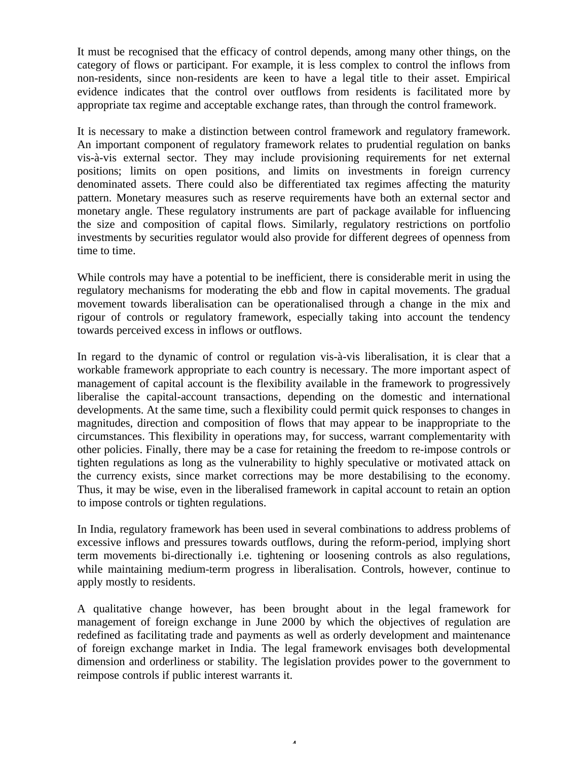It must be recognised that the efficacy of control depends, among many other things, on the category of flows or participant. For example, it is less complex to control the inflows from non-residents, since non-residents are keen to have a legal title to their asset. Empirical evidence indicates that the control over outflows from residents is facilitated more by appropriate tax regime and acceptable exchange rates, than through the control framework.

It is necessary to make a distinction between control framework and regulatory framework. An important component of regulatory framework relates to prudential regulation on banks vis-à-vis external sector. They may include provisioning requirements for net external positions; limits on open positions, and limits on investments in foreign currency denominated assets. There could also be differentiated tax regimes affecting the maturity pattern. Monetary measures such as reserve requirements have both an external sector and monetary angle. These regulatory instruments are part of package available for influencing the size and composition of capital flows. Similarly, regulatory restrictions on portfolio investments by securities regulator would also provide for different degrees of openness from time to time.

While controls may have a potential to be inefficient, there is considerable merit in using the regulatory mechanisms for moderating the ebb and flow in capital movements. The gradual movement towards liberalisation can be operationalised through a change in the mix and rigour of controls or regulatory framework, especially taking into account the tendency towards perceived excess in inflows or outflows.

In regard to the dynamic of control or regulation vis-à-vis liberalisation, it is clear that a workable framework appropriate to each country is necessary. The more important aspect of management of capital account is the flexibility available in the framework to progressively liberalise the capital-account transactions, depending on the domestic and international developments. At the same time, such a flexibility could permit quick responses to changes in magnitudes, direction and composition of flows that may appear to be inappropriate to the circumstances. This flexibility in operations may, for success, warrant complementarity with other policies. Finally, there may be a case for retaining the freedom to re-impose controls or tighten regulations as long as the vulnerability to highly speculative or motivated attack on the currency exists, since market corrections may be more destabilising to the economy. Thus, it may be wise, even in the liberalised framework in capital account to retain an option to impose controls or tighten regulations.

In India, regulatory framework has been used in several combinations to address problems of excessive inflows and pressures towards outflows, during the reform-period, implying short term movements bi-directionally i.e. tightening or loosening controls as also regulations, while maintaining medium-term progress in liberalisation. Controls, however, continue to apply mostly to residents.

A qualitative change however, has been brought about in the legal framework for management of foreign exchange in June 2000 by which the objectives of regulation are redefined as facilitating trade and payments as well as orderly development and maintenance of foreign exchange market in India. The legal framework envisages both developmental dimension and orderliness or stability. The legislation provides power to the government to reimpose controls if public interest warrants it.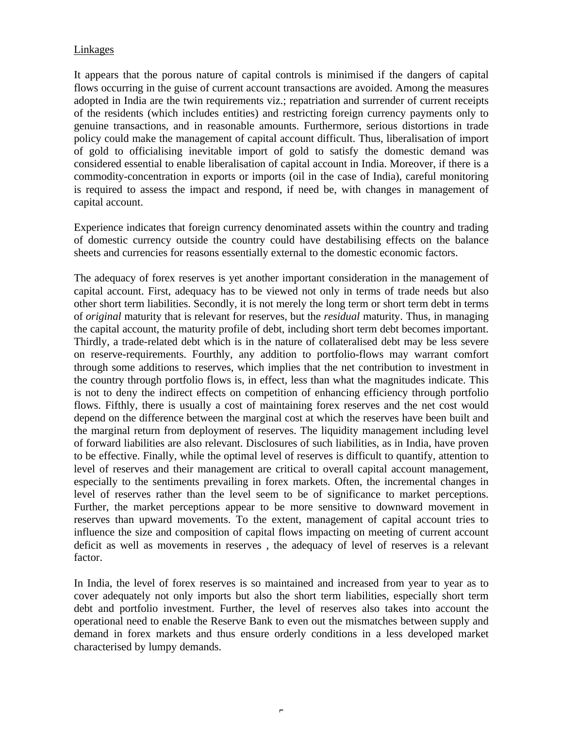<u>Linkages</u>

It appears that the porous nature of capital controls is minimised if the dangers of capital flows occurring in the guise of current account transactions are avoided. Among the measures adopted in India are the twin requirements viz.; repatriation and surrender of current receipts of the residents (which includes entities) and restricting foreign currency payments only to genuine transactions, and in reasonable amounts. Furthermore, serious distortions in trade policy could make the management of capital account difficult. Thus, liberalisation of import of gold to officialising inevitable import of gold to satisfy the domestic demand was considered essential to enable liberalisation of capital account in India. Moreover, if there is a commodity-concentration in exports or imports (oil in the case of India), careful monitoring is required to assess the impact and respond, if need be, with changes in management of capital account.

Experience indicates that foreign currency denominated assets within the country and trading of domestic currency outside the country could have destabilising effects on the balance sheets and currencies for reasons essentially external to the domestic economic factors.

The adequacy of forex reserves is yet another important consideration in the management of capital account. First, adequacy has to be viewed not only in terms of trade needs but also other short term liabilities. Secondly, it is not merely the long term or short term debt in terms of *original* maturity that is relevant for reserves, but the *residual* maturity. Thus, in managing the capital account, the maturity profile of debt, including short term debt becomes important. Thirdly, a trade-related debt which is in the nature of collateralised debt may be less severe on reserve-requirements. Fourthly, any addition to portfolio-flows may warrant comfort through some additions to reserves, which implies that the net contribution to investment in the country through portfolio flows is, in effect, less than what the magnitudes indicate. This is not to deny the indirect effects on competition of enhancing efficiency through portfolio flows. Fifthly, there is usually a cost of maintaining forex reserves and the net cost would depend on the difference between the marginal cost at which the reserves have been built and the marginal return from deployment of reserves. The liquidity management including level of forward liabilities are also relevant. Disclosures of such liabilities, as in India, have proven to be effective. Finally, while the optimal level of reserves is difficult to quantify, attention to level of reserves and their management are critical to overall capital account management, especially to the sentiments prevailing in forex markets. Often, the incremental changes in level of reserves rather than the level seem to be of significance to market perceptions. Further, the market perceptions appear to be more sensitive to downward movement in reserves than upward movements. To the extent, management of capital account tries to influence the size and composition of capital flows impacting on meeting of current account deficit as well as movements in reserves , the adequacy of level of reserves is a relevant factor.

In India, the level of forex reserves is so maintained and increased from year to year as to cover adequately not only imports but also the short term liabilities, especially short term debt and portfolio investment. Further, the level of reserves also takes into account the operational need to enable the Reserve Bank to even out the mismatches between supply and demand in forex markets and thus ensure orderly conditions in a less developed market characterised by lumpy demands.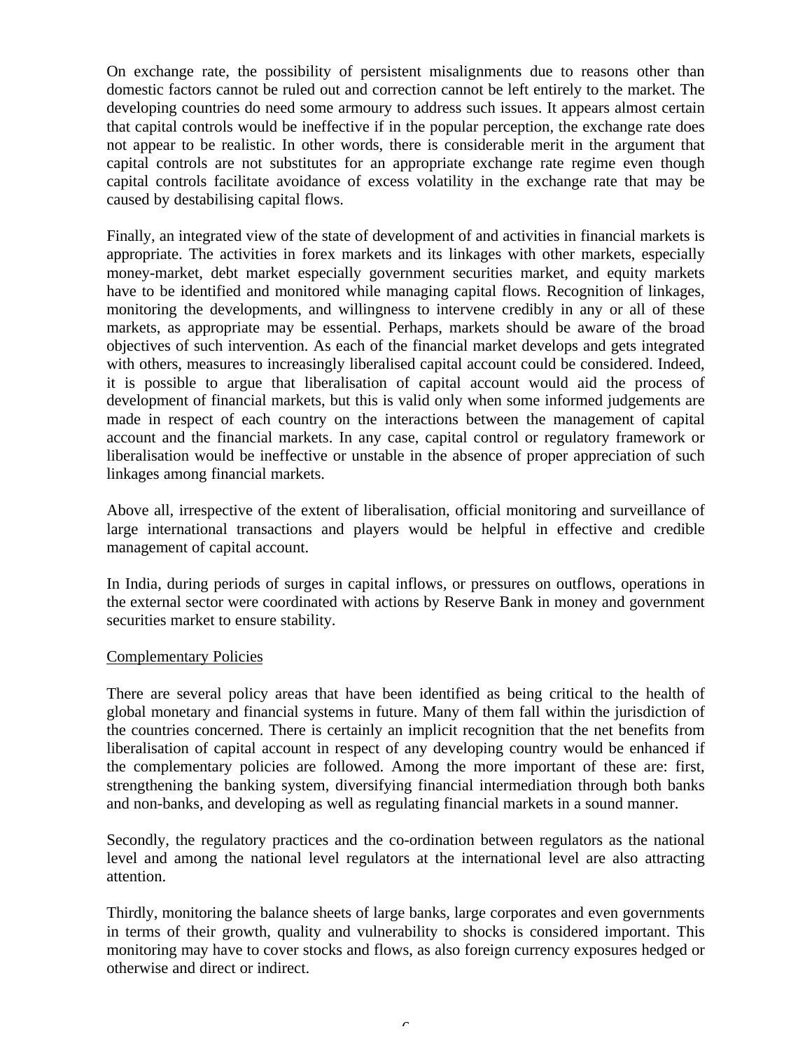On exchange rate, the possibility of persistent misalignments due to reasons other than domestic factors cannot be ruled out and correction cannot be left entirely to the market. The developing countries do need some armoury to address such issues. It appears almost certain that capital controls would be ineffective if in the popular perception, the exchange rate does not appear to be realistic. In other words, there is considerable merit in the argument that capital controls are not substitutes for an appropriate exchange rate regime even though capital controls facilitate avoidance of excess volatility in the exchange rate that may be caused by destabilising capital flows.

Finally, an integrated view of the state of development of and activities in financial markets is appropriate. The activities in forex markets and its linkages with other markets, especially money-market, debt market especially government securities market, and equity markets have to be identified and monitored while managing capital flows. Recognition of linkages, monitoring the developments, and willingness to intervene credibly in any or all of these markets, as appropriate may be essential. Perhaps, markets should be aware of the broad objectives of such intervention. As each of the financial market develops and gets integrated with others, measures to increasingly liberalised capital account could be considered. Indeed, it is possible to argue that liberalisation of capital account would aid the process of development of financial markets, but this is valid only when some informed judgements are made in respect of each country on the interactions between the management of capital account and the financial markets. In any case, capital control or regulatory framework or liberalisation would be ineffective or unstable in the absence of proper appreciation of such linkages among financial markets.

Above all, irrespective of the extent of liberalisation, official monitoring and surveillance of large international transactions and players would be helpful in effective and credible management of capital account.

In India, during periods of surges in capital inflows, or pressures on outflows, operations in the external sector were coordinated with actions by Reserve Bank in money and government securities market to ensure stability.

Complementary Policies

There are several policy areas that have been identified as being critical to the health of global monetary and financial systems in future. Many of them fall within the jurisdiction of the countries concerned. There is certainly an implicit recognition that the net benefits from liberalisation of capital account in respect of any developing country would be enhanced if the complementary policies are followed. Among the more important of these are: first, strengthening the banking system, diversifying financial intermediation through both banks and non-banks, and developing as well as regulating financial markets in a sound manner.

Secondly, the regulatory practices and the co-ordination between regulators as the national level and among the national level regulators at the international level are also attracting attention.

Thirdly, monitoring the balance sheets of large banks, large corporates and even governments in terms of their growth, quality and vulnerability to shocks is considered important. This monitoring may have to cover stocks and flows, as also foreign currency exposures hedged or otherwise and direct or indirect.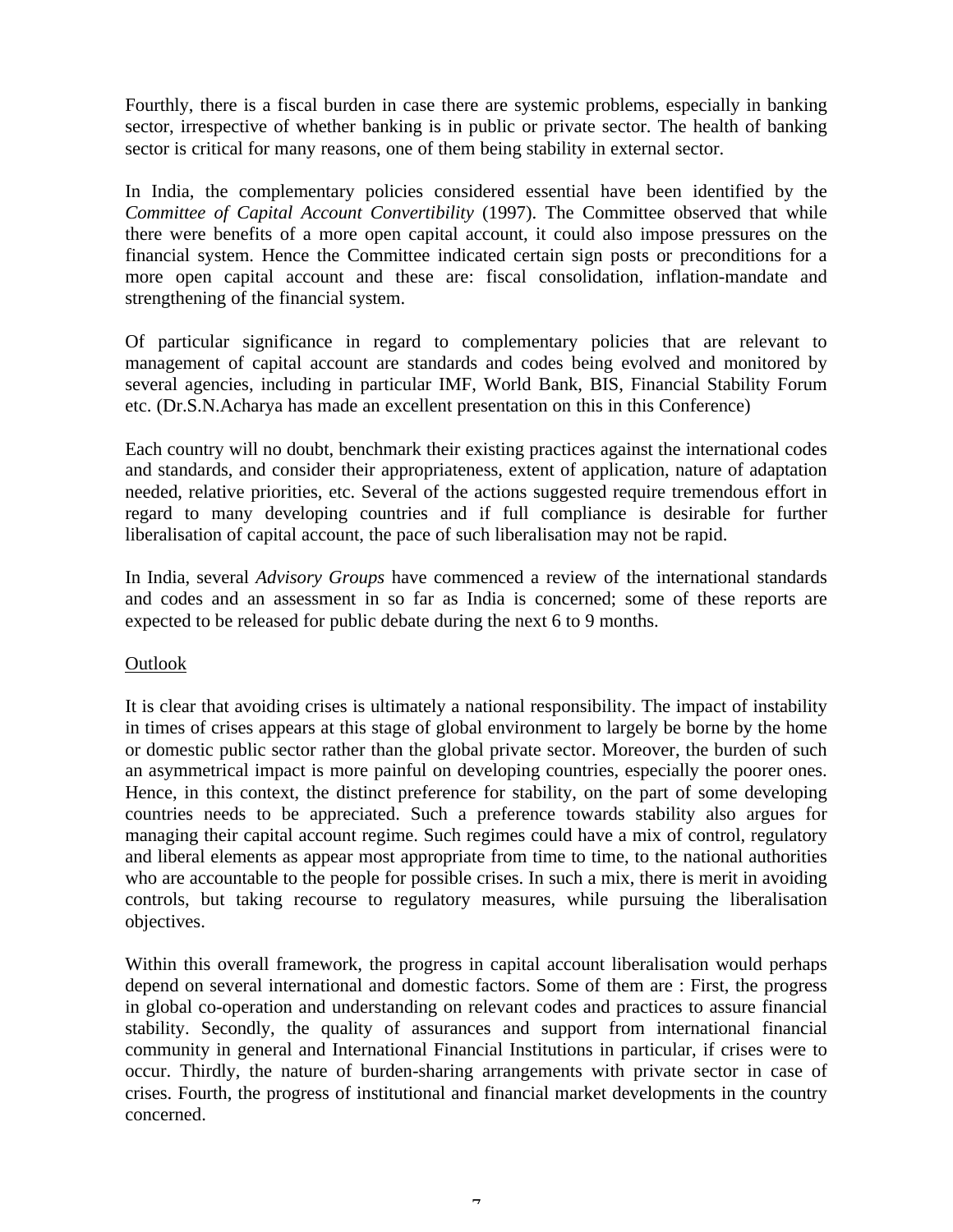Fourthly, there is a fiscal burden in case there are systemic problems, especially in banking sector, irrespective of whether banking is in public or private sector. The health of banking sector is critical for many reasons, one of them being stability in external sector.

In India, the complementary policies considered essential have been identified by the *Committee of Capital Account Convertibility* (1997). The Committee observed that while there were benefits of a more open capital account, it could also impose pressures on the financial system. Hence the Committee indicated certain sign posts or preconditions for a more open capital account and these are: fiscal consolidation, inflation-mandate and strengthening of the financial system.

Of particular significance in regard to complementary policies that are relevant to management of capital account are standards and codes being evolved and monitored by several agencies, including in particular IMF, World Bank, BIS, Financial Stability Forum etc. (Dr.S.N.Acharya has made an excellent presentation on this in this Conference)

Each country will no doubt, benchmark their existing practices against the international codes and standards, and consider their appropriateness, extent of application, nature of adaptation needed, relative priorities, etc. Several of the actions suggested require tremendous effort in regard to many developing countries and if full compliance is desirable for further liberalisation of capital account, the pace of such liberalisation may not be rapid.

In India, several *Advisory Groups* have commenced a review of the international standards and codes and an assessment in so far as India is concerned; some of these reports are expected to be released for public debate during the next 6 to 9 months.

Outlook

It is clear that avoiding crises is ultimately a national responsibility. The impact of instability in times of crises appears at this stage of global environment to largely be borne by the home or domestic public sector rather than the global private sector. Moreover, the burden of such an asymmetrical impact is more painful on developing countries, especially the poorer ones. Hence, in this context, the distinct preference for stability, on the part of some developing countries needs to be appreciated. Such a preference towards stability also argues for managing their capital account regime. Such regimes could have a mix of control, regulatory and liberal elements as appear most appropriate from time to time, to the national authorities who are accountable to the people for possible crises. In such a mix, there is merit in avoiding controls, but taking recourse to regulatory measures, while pursuing the liberalisation objectives.

Within this overall framework, the progress in capital account liberalisation would perhaps depend on several international and domestic factors. Some of them are : First, the progress in global co-operation and understanding on relevant codes and practices to assure financial stability. Secondly, the quality of assurances and support from international financial community in general and International Financial Institutions in particular, if crises were to occur. Thirdly, the nature of burden-sharing arrangements with private sector in case of crises. Fourth, the progress of institutional and financial market developments in the country concerned.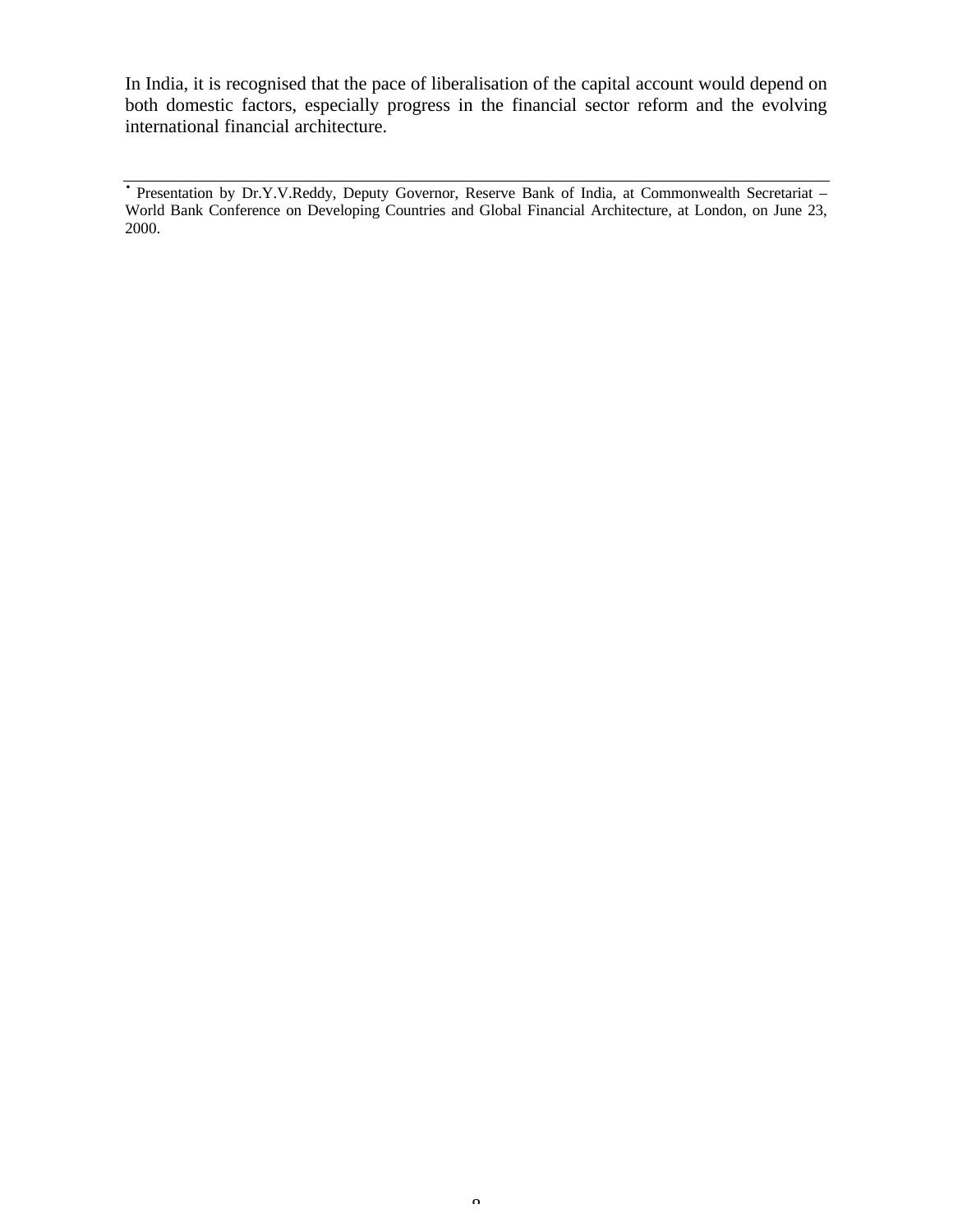In India, it is recognised that the pace of liberalisation of the capital account would depend on both domestic factors, especially progress in the financial sector reform and the evolving international financial architecture.

---

• Presentation by Dr.Y.V.Reddy, Deputy Governor, Reserve Bank of India, at Commonwealth Secretariat – World Bank Conference on Developing Countries and Global Financial Architecture, at London, on June 23, 2000.